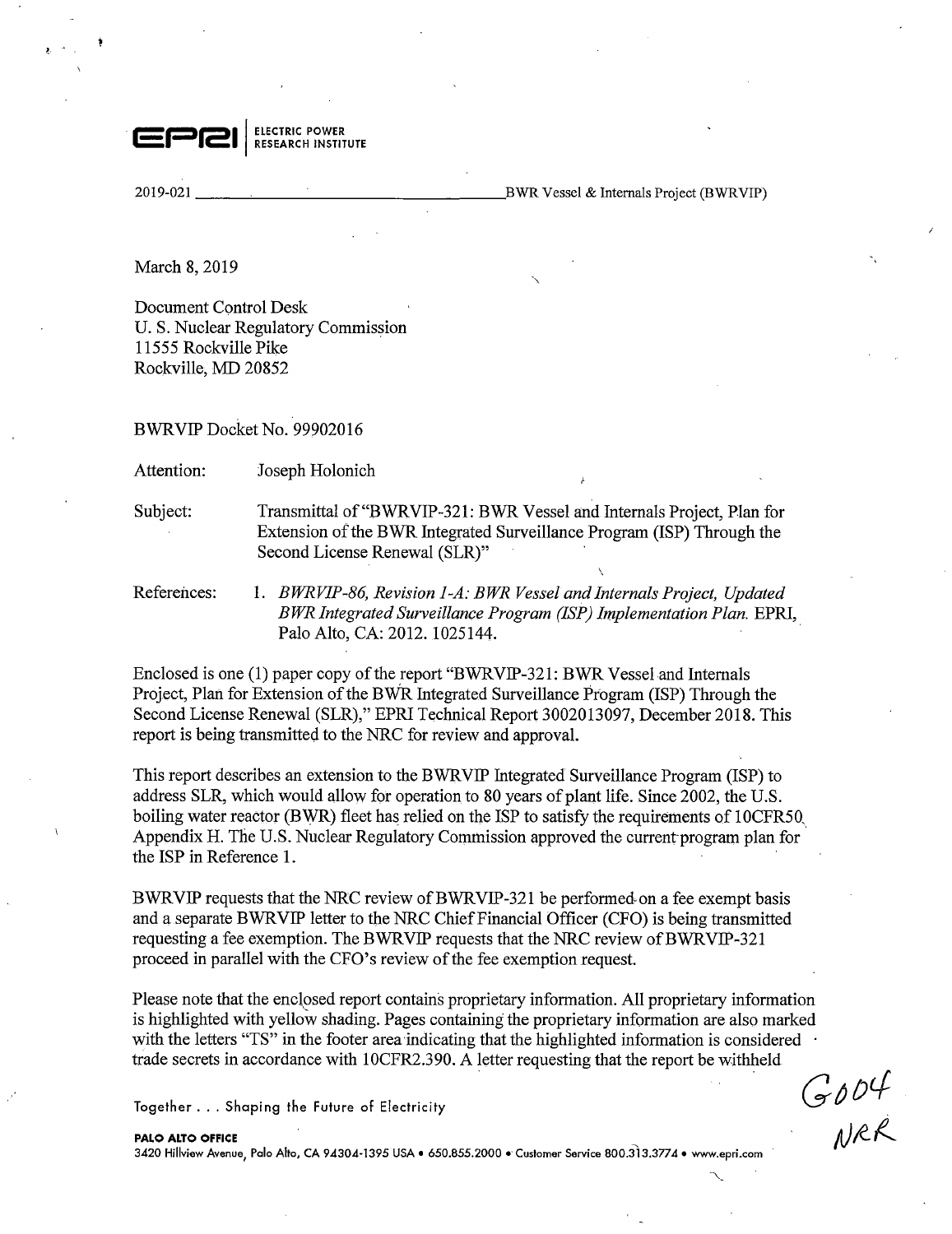**EPRI** | ELECTRIC POWER RESEARCH INSTITUTE

2019-021 BWR Vessel & Internals Project (BWRVIP)

March 8, 2019

Document Control Desk
U. S. Nuclear Regulatory Commission
11555 Rockville Pike
Rockville, MD 20852

BWRVIP Docket No. 99902016

Attention: Joseph Holonich

Subject: Transmittal of "BWRVIP-321: BWR Vessel and Internals Project, Plan for Extension of the BWR Integrated Surveillance Program (ISP) Through the Second License Renewal (SLR)"

References: 1. *BWRVIP-86, Revision 1-A: BWR Vessel and Internals Project, Updated BWR Integrated Surveillance Program (ISP) Implementation Plan.* EPRI, Palo Alto, CA: 2012. 1025144.

Enclosed is one (1) paper copy of the report "BWRVIP-321: BWR Vessel and Internals Project, Plan for Extension of the BWR Integrated Surveillance Program (ISP) Through the Second License Renewal (SLR)," EPRI Technical Report 3002013097, December 2018. This report is being transmitted to the NRC for review and approval.

This report describes an extension to the BWRVIP Integrated Surveillance Program (ISP) to address SLR, which would allow for operation to 80 years of plant life. Since 2002, the U.S. boiling water reactor (BWR) fleet has relied on the ISP to satisfy the requirements of 10CFR50 Appendix H. The U.S. Nuclear Regulatory Commission approved the current program plan for the ISP in Reference 1.

BWRVIP requests that the NRC review of BWRVIP-321 be performed on a fee exempt basis and a separate BWRVIP letter to the NRC Chief Financial Officer (CFO) is being transmitted requesting a fee exemption. The BWRVIP requests that the NRC review of BWRVIP-321 proceed in parallel with the CFO's review of the fee exemption request.

Please note that the enclosed report contains proprietary information. All proprietary information is highlighted with yellow shading. Pages containing the proprietary information are also marked with the letters "TS" in the footer area indicating that the highlighted information is considered trade secrets in accordance with 10CFR2.390. A letter requesting that the report be withheld

G004
NRR

Together . . . Shaping the Future of Electricity

**PALO ALTO OFFICE**
3420 Hillview Avenue, Palo Alto, CA 94304-1395 USA • 650.855.2000 • Customer Service 800.313.3774 • www.epri.com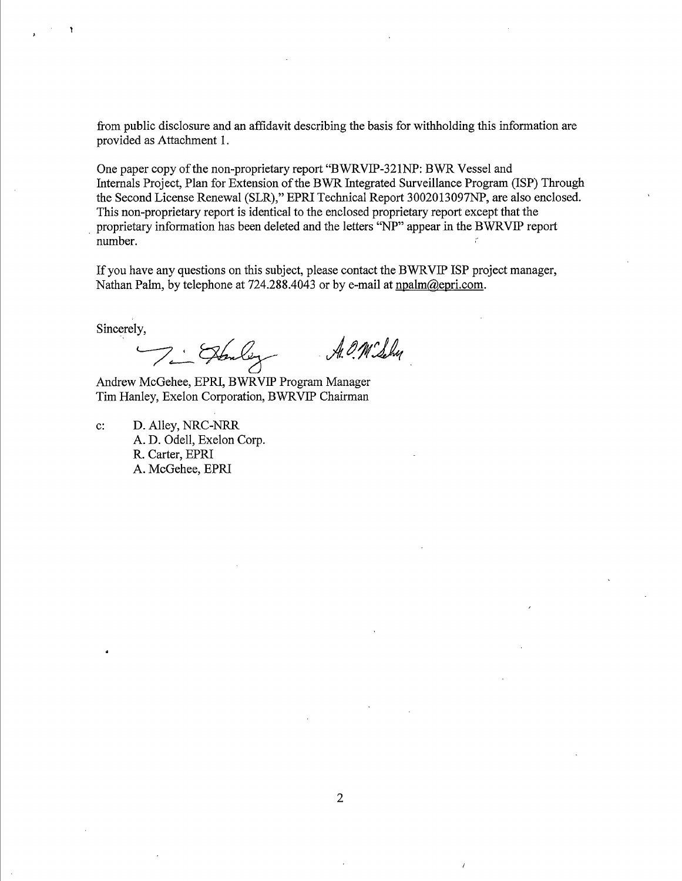from public disclosure and an affidavit describing the basis for withholding this information are provided as Attachment 1.

One paper copy of the non-proprietary report "BWRVIP-321NP: BWR Vessel and Internals Project, Plan for Extension of the BWR Integrated Surveillance Program (ISP) Through the Second License Renewal (SLR)," EPRI Technical Report 3002013097NP, are also enclosed. This non-proprietary report is identical to the enclosed proprietary report except that the proprietary information has been deleted and the letters "NP" appear in the BWRVIP report number.

If you have any questions on this subject, please contact the BWRVIP ISP project manager, Nathan Palm, by telephone at 724.288.4043 or by e-mail at npalm@epri.com.

Sincerely,

Andrew McGehee, EPRI, BWRVIP Program Manager
Tim Hanley, Exelon Corporation, BWRVIP Chairman

c: D. Alley, NRC-NRR
A. D. Odell, Exelon Corp.
R. Carter, EPRI
A. McGehee, EPRI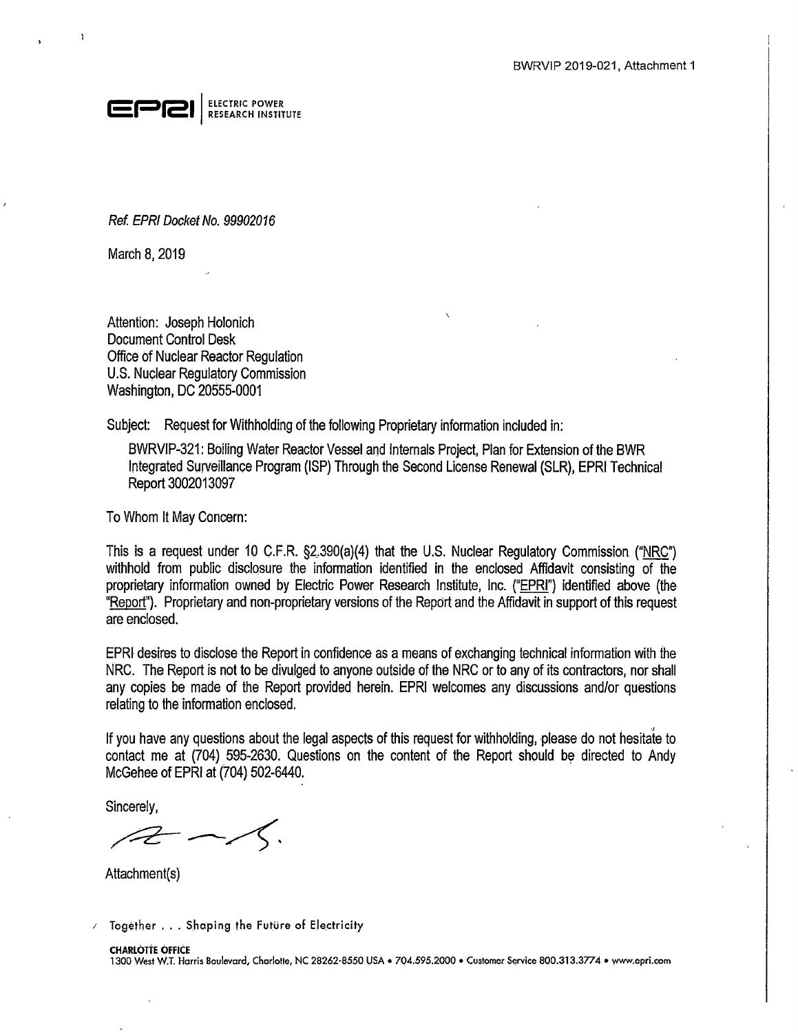BWRVIP 2019-021, Attachment 1

EPRI | ELECTRIC POWER RESEARCH INSTITUTE

*Ref. EPRI Docket No. 99902016*

March 8, 2019

Attention: Joseph Holonich
Document Control Desk
Office of Nuclear Reactor Regulation
U.S. Nuclear Regulatory Commission
Washington, DC 20555-0001

Subject: Request for Withholding of the following Proprietary information included in:

BWRVIP-321: Boiling Water Reactor Vessel and Internals Project, Plan for Extension of the BWR Integrated Surveillance Program (ISP) Through the Second License Renewal (SLR), EPRI Technical Report 3002013097

To Whom It May Concern:

This is a request under 10 C.F.R. §2.390(a)(4) that the U.S. Nuclear Regulatory Commission ("NRC") withhold from public disclosure the information identified in the enclosed Affidavit consisting of the proprietary information owned by Electric Power Research Institute, Inc. ("EPRI") identified above (the "Report"). Proprietary and non-proprietary versions of the Report and the Affidavit in support of this request are enclosed.

EPRI desires to disclose the Report in confidence as a means of exchanging technical information with the NRC. The Report is not to be divulged to anyone outside of the NRC or to any of its contractors, nor shall any copies be made of the Report provided herein. EPRI welcomes any discussions and/or questions relating to the information enclosed.

If you have any questions about the legal aspects of this request for withholding, please do not hesitate to contact me at (704) 595-2630. Questions on the content of the Report should be directed to Andy McGehee of EPRI at (704) 502-6440.

Sincerely,

Attachment(s)

Together . . . Shaping the Future of Electricity

**CHARLOTTE OFFICE**
1300 West W.T. Harris Boulevard, Charlotte, NC 28262-8550 USA • 704.595.2000 • Customer Service 800.313.3774 • www.epri.com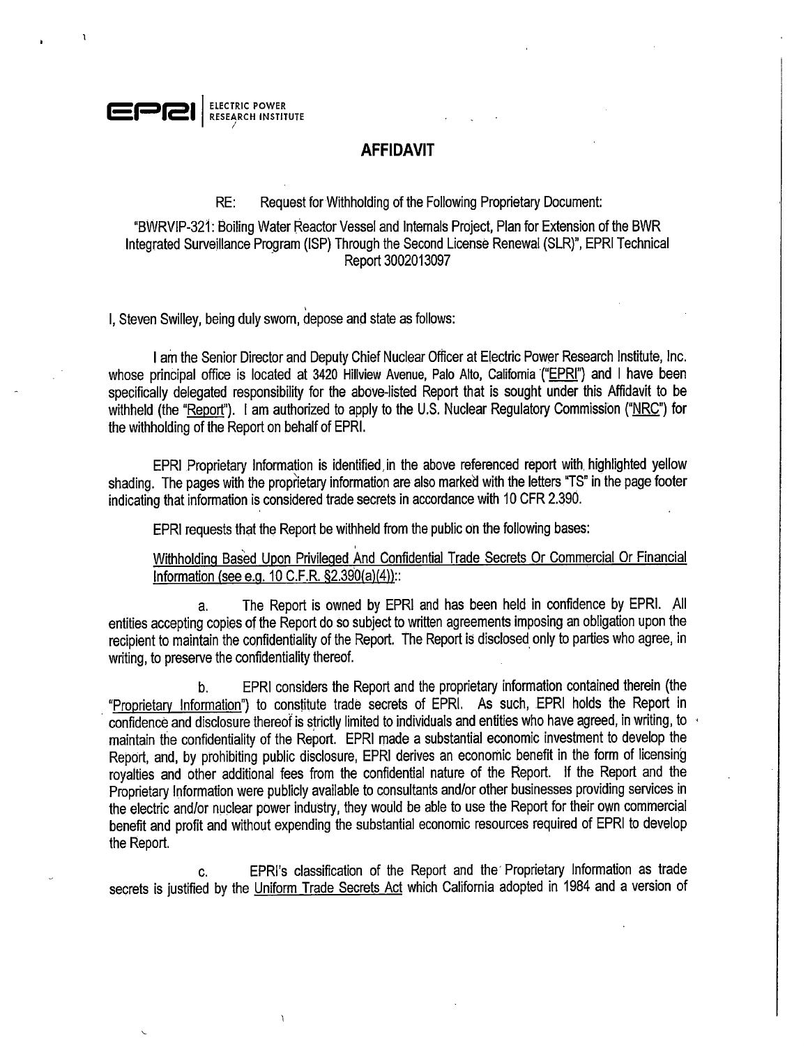EPRI | ELECTRIC POWER RESEARCH INSTITUTE

## AFFIDAVIT

RE: Request for Withholding of the Following Proprietary Document:

"BWRVIP-321: Boiling Water Reactor Vessel and Internals Project, Plan for Extension of the BWR Integrated Surveillance Program (ISP) Through the Second License Renewal (SLR)", EPRI Technical Report 3002013097

I, Steven Swilley, being duly sworn, depose and state as follows:

I am the Senior Director and Deputy Chief Nuclear Officer at Electric Power Research Institute, Inc. whose principal office is located at 3420 Hillview Avenue, Palo Alto, California ("EPRI") and I have been specifically delegated responsibility for the above-listed Report that is sought under this Affidavit to be withheld (the "Report"). I am authorized to apply to the U.S. Nuclear Regulatory Commission ("NRC") for the withholding of the Report on behalf of EPRI.

EPRI Proprietary Information is identified in the above referenced report with highlighted yellow shading. The pages with the proprietary information are also marked with the letters "TS" in the page footer indicating that information is considered trade secrets in accordance with 10 CFR 2.390.

EPRI requests that the Report be withheld from the public on the following bases:

Withholding Based Upon Privileged And Confidential Trade Secrets Or Commercial Or Financial Information (see e.g. 10 C.F.R. §2.390(a)(4)):

a. The Report is owned by EPRI and has been held in confidence by EPRI. All entities accepting copies of the Report do so subject to written agreements imposing an obligation upon the recipient to maintain the confidentiality of the Report. The Report is disclosed only to parties who agree, in writing, to preserve the confidentiality thereof.

b. EPRI considers the Report and the proprietary information contained therein (the "Proprietary Information") to constitute trade secrets of EPRI. As such, EPRI holds the Report in confidence and disclosure thereof is strictly limited to individuals and entities who have agreed, in writing, to maintain the confidentiality of the Report. EPRI made a substantial economic investment to develop the Report, and, by prohibiting public disclosure, EPRI derives an economic benefit in the form of licensing royalties and other additional fees from the confidential nature of the Report. If the Report and the Proprietary Information were publicly available to consultants and/or other businesses providing services in the electric and/or nuclear power industry, they would be able to use the Report for their own commercial benefit and profit and without expending the substantial economic resources required of EPRI to develop the Report.

c. EPRI's classification of the Report and the Proprietary Information as trade secrets is justified by the Uniform Trade Secrets Act which California adopted in 1984 and a version of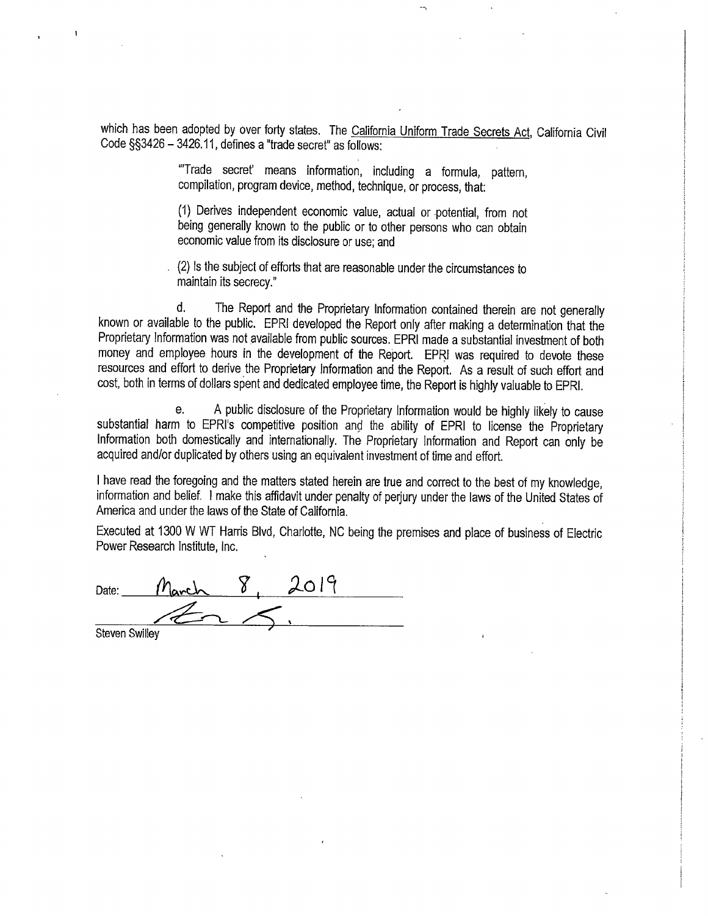which has been adopted by over forty states. The California Uniform Trade Secrets Act, California Civil Code §§3426 – 3426.11, defines a "trade secret" as follows:

> "'Trade secret' means information, including a formula, pattern, compilation, program device, method, technique, or process, that:
>
> (1) Derives independent economic value, actual or potential, from not being generally known to the public or to other persons who can obtain economic value from its disclosure or use; and
>
> (2) Is the subject of efforts that are reasonable under the circumstances to maintain its secrecy."

d. The Report and the Proprietary Information contained therein are not generally known or available to the public. EPRI developed the Report only after making a determination that the Proprietary Information was not available from public sources. EPRI made a substantial investment of both money and employee hours in the development of the Report. EPRI was required to devote these resources and effort to derive the Proprietary Information and the Report. As a result of such effort and cost, both in terms of dollars spent and dedicated employee time, the Report is highly valuable to EPRI.

e. A public disclosure of the Proprietary Information would be highly likely to cause substantial harm to EPRI's competitive position and the ability of EPRI to license the Proprietary Information both domestically and internationally. The Proprietary Information and Report can only be acquired and/or duplicated by others using an equivalent investment of time and effort.

I have read the foregoing and the matters stated herein are true and correct to the best of my knowledge, information and belief. I make this affidavit under penalty of perjury under the laws of the United States of America and under the laws of the State of California.

Executed at 1300 W WT Harris Blvd, Charlotte, NC being the premises and place of business of Electric Power Research Institute, Inc.

Date: March 8, 2019

Steven Swilley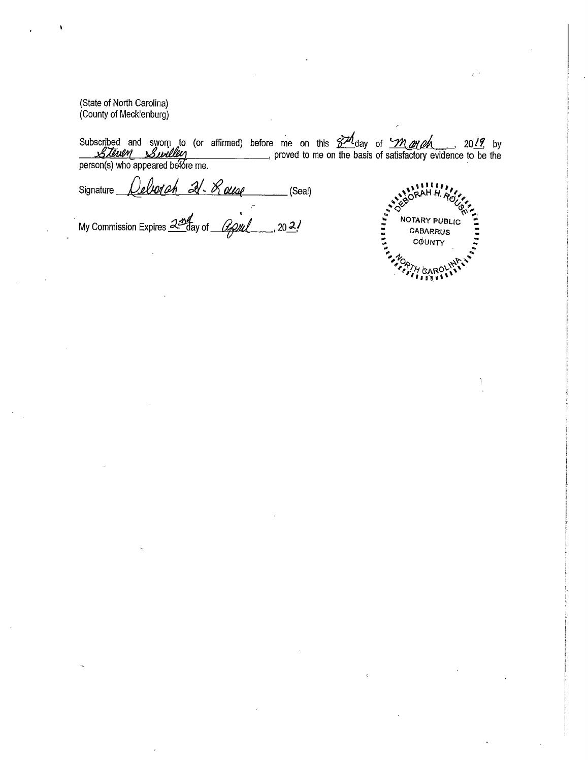(State of North Carolina)
(County of Mecklenburg)

Subscribed and sworn to (or affirmed) before me on this 8th day of March, 2019 by Steven Swilley, proved to me on the basis of satisfactory evidence to be the person(s) who appeared before me.

Signature *Deborah H. Rouse* (Seal)

My Commission Expires 2nd day of April, 2021

DEBORAH H. ROUSE
NOTARY PUBLIC
CABARRUS
COUNTY
NORTH CAROLINA